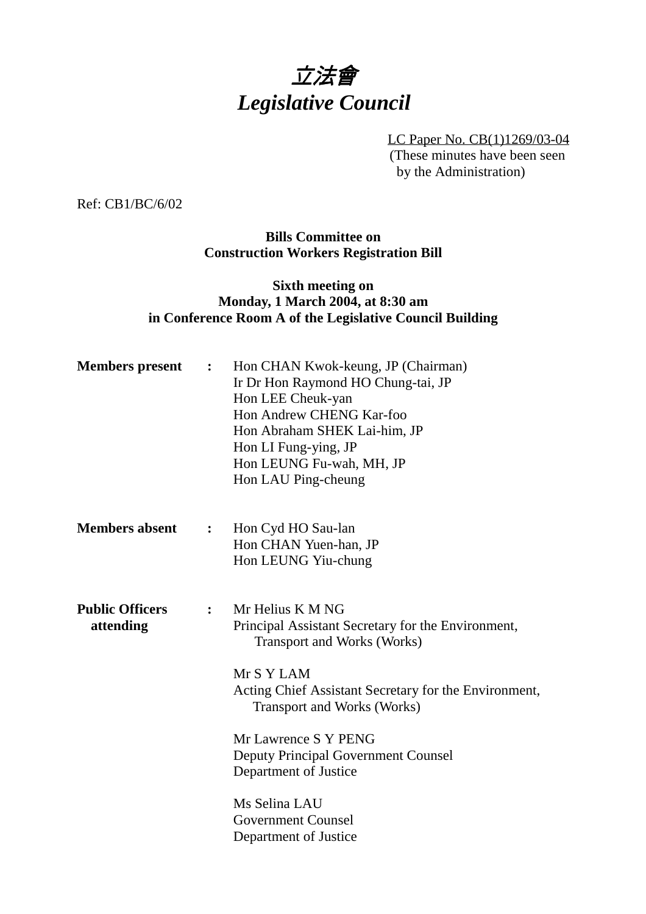# *立法會*
# *Legislative Council*

LC Paper No. CB(1)1269/03-04
(These minutes have been seen by the Administration)

Ref: CB1/BC/6/02

**Bills Committee on**
**Construction Workers Registration Bill**

**Sixth meeting on**
**Monday, 1 March 2004, at 8:30 am**
**in Conference Room A of the Legislative Council Building**

**Members present :**

Hon CHAN Kwok-keung, JP (Chairman)
Ir Dr Hon Raymond HO Chung-tai, JP
Hon LEE Cheuk-yan
Hon Andrew CHENG Kar-foo
Hon Abraham SHEK Lai-him, JP
Hon LI Fung-ying, JP
Hon LEUNG Fu-wah, MH, JP
Hon LAU Ping-cheung

**Members absent :**

Hon Cyd HO Sau-lan
Hon CHAN Yuen-han, JP
Hon LEUNG Yiu-chung

**Public Officers attending :**

Mr Helius K M NG
Principal Assistant Secretary for the Environment, Transport and Works (Works)

Mr S Y LAM
Acting Chief Assistant Secretary for the Environment, Transport and Works (Works)

Mr Lawrence S Y PENG
Deputy Principal Government Counsel
Department of Justice

Ms Selina LAU
Government Counsel
Department of Justice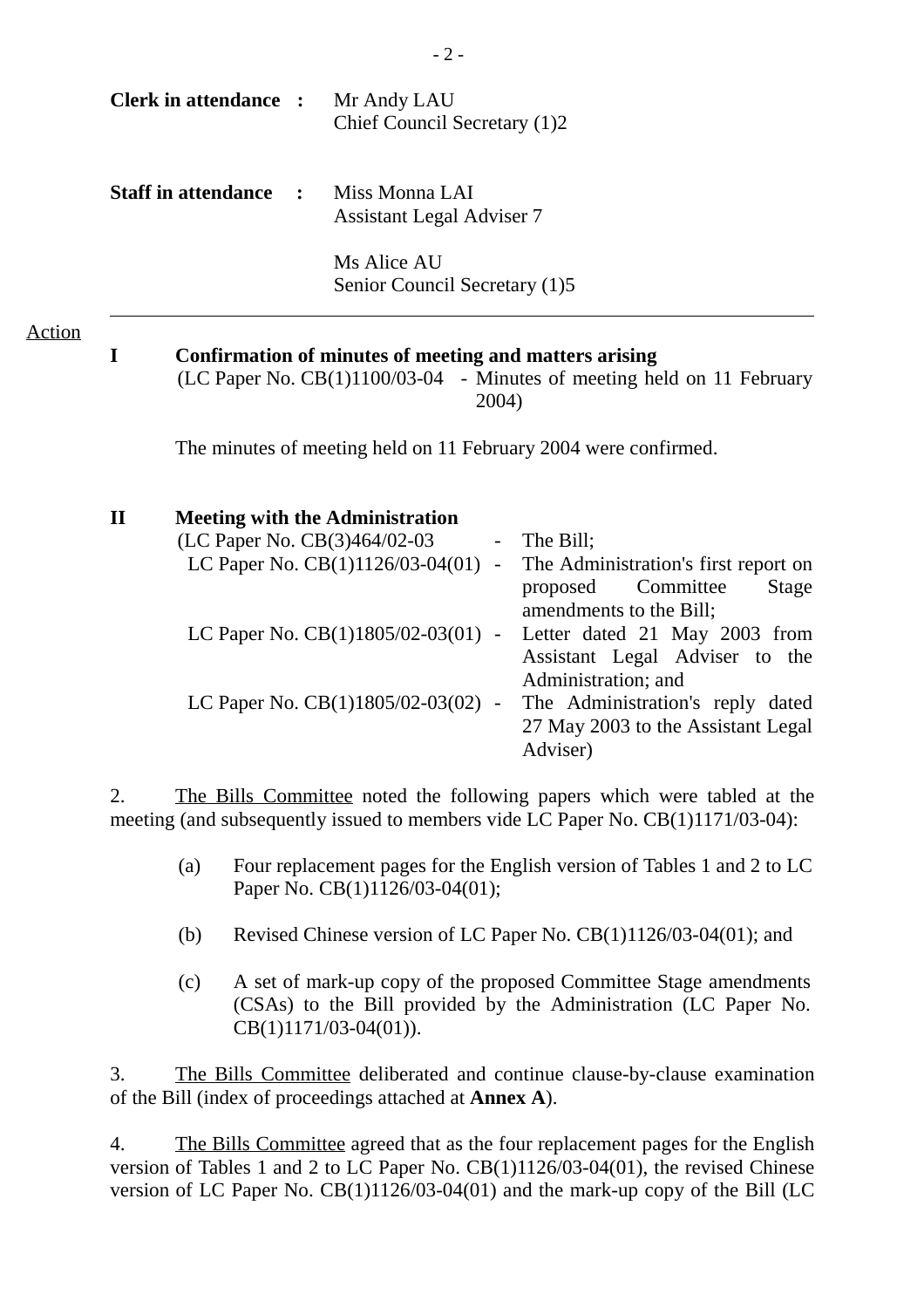**Clerk in attendance :** Mr Andy LAU
Chief Council Secretary (1)2

**Staff in attendance :** Miss Monna LAI
Assistant Legal Adviser 7

Ms Alice AU
Senior Council Secretary (1)5

---

Action

**I Confirmation of minutes of meeting and matters arising**

(LC Paper No. CB(1)1100/03-04 - Minutes of meeting held on 11 February 2004)

The minutes of meeting held on 11 February 2004 were confirmed.

**II Meeting with the Administration**

(LC Paper No. CB(3)464/02-03 - The Bill;
LC Paper No. CB(1)1126/03-04(01) - The Administration's first report on proposed Committee Stage amendments to the Bill;
LC Paper No. CB(1)1805/02-03(01) - Letter dated 21 May 2003 from Assistant Legal Adviser to the Administration; and
LC Paper No. CB(1)1805/02-03(02) - The Administration's reply dated 27 May 2003 to the Assistant Legal Adviser)

2. The Bills Committee noted the following papers which were tabled at the meeting (and subsequently issued to members vide LC Paper No. CB(1)1171/03-04):

(a) Four replacement pages for the English version of Tables 1 and 2 to LC Paper No. CB(1)1126/03-04(01);

(b) Revised Chinese version of LC Paper No. CB(1)1126/03-04(01); and

(c) A set of mark-up copy of the proposed Committee Stage amendments (CSAs) to the Bill provided by the Administration (LC Paper No. CB(1)1171/03-04(01)).

3. The Bills Committee deliberated and continue clause-by-clause examination of the Bill (index of proceedings attached at **Annex A**).

4. The Bills Committee agreed that as the four replacement pages for the English version of Tables 1 and 2 to LC Paper No. CB(1)1126/03-04(01), the revised Chinese version of LC Paper No. CB(1)1126/03-04(01) and the mark-up copy of the Bill (LC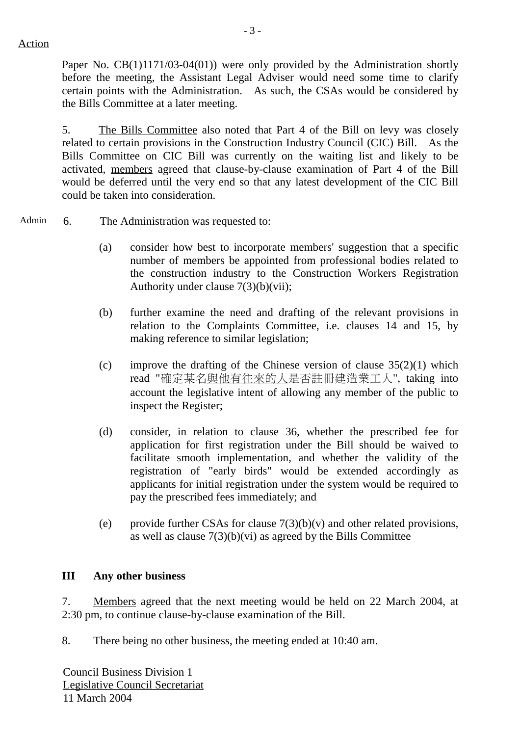Action

Paper No. CB(1)1171/03-04(01)) were only provided by the Administration shortly before the meeting, the Assistant Legal Adviser would need some time to clarify certain points with the Administration. As such, the CSAs would be considered by the Bills Committee at a later meeting.

5. The Bills Committee also noted that Part 4 of the Bill on levy was closely related to certain provisions in the Construction Industry Council (CIC) Bill. As the Bills Committee on CIC Bill was currently on the waiting list and likely to be activated, members agreed that clause-by-clause examination of Part 4 of the Bill would be deferred until the very end so that any latest development of the CIC Bill could be taken into consideration.

Admin

6. The Administration was requested to:

(a) consider how best to incorporate members' suggestion that a specific number of members be appointed from professional bodies related to the construction industry to the Construction Workers Registration Authority under clause 7(3)(b)(vii);

(b) further examine the need and drafting of the relevant provisions in relation to the Complaints Committee, i.e. clauses 14 and 15, by making reference to similar legislation;

(c) improve the drafting of the Chinese version of clause 35(2)(1) which read "確定某名與他有往來的人是否註冊建造業工人", taking into account the legislative intent of allowing any member of the public to inspect the Register;

(d) consider, in relation to clause 36, whether the prescribed fee for application for first registration under the Bill should be waived to facilitate smooth implementation, and whether the validity of the registration of "early birds" would be extended accordingly as applicants for initial registration under the system would be required to pay the prescribed fees immediately; and

(e) provide further CSAs for clause 7(3)(b)(v) and other related provisions, as well as clause 7(3)(b)(vi) as agreed by the Bills Committee

## III Any other business

7. Members agreed that the next meeting would be held on 22 March 2004, at 2:30 pm, to continue clause-by-clause examination of the Bill.

8. There being no other business, the meeting ended at 10:40 am.

Council Business Division 1
Legislative Council Secretariat
11 March 2004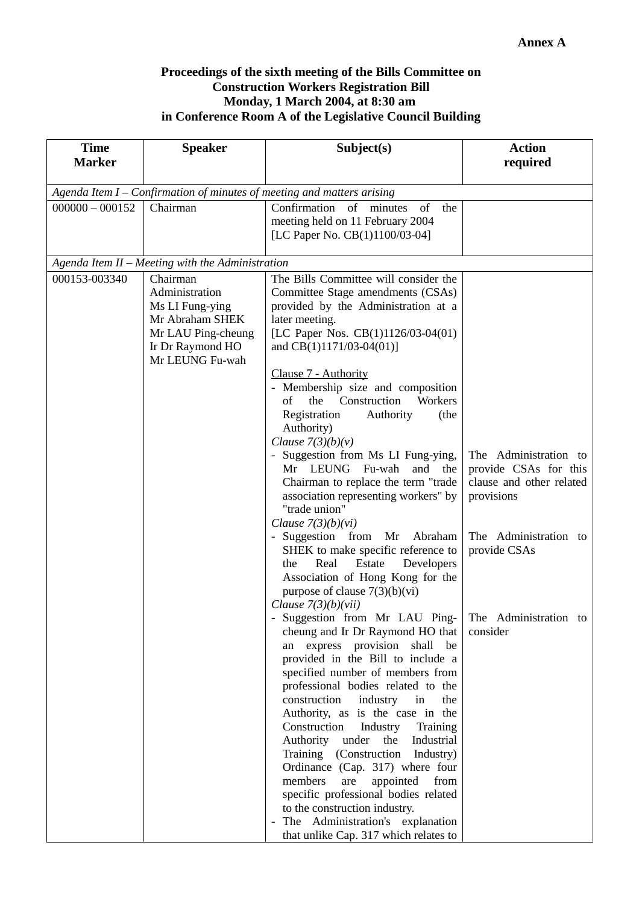**Annex A**

**Proceedings of the sixth meeting of the Bills Committee on Construction Workers Registration Bill Monday, 1 March 2004, at 8:30 am in Conference Room A of the Legislative Council Building**

| Time Marker | Speaker | Subject(s) | Action required |
|---|---|---|---|
| *Agenda Item I – Confirmation of minutes of meeting and matters arising* | | | |
| 000000 – 000152 | Chairman | Confirmation of minutes of the meeting held on 11 February 2004 [LC Paper No. CB(1)1100/03-04] | |
| *Agenda Item II – Meeting with the Administration* | | | |
| 000153-003340 | Chairman<br>Administration<br>Ms LI Fung-ying<br>Mr Abraham SHEK<br>Mr LAU Ping-cheung<br>Ir Dr Raymond HO<br>Mr LEUNG Fu-wah | The Bills Committee will consider the Committee Stage amendments (CSAs) provided by the Administration at a later meeting.<br>[LC Paper Nos. CB(1)1126/03-04(01) and CB(1)1171/03-04(01)]<br><br><u>Clause 7 - Authority</u><br>- Membership size and composition of the Construction Workers Registration Authority (the Authority)<br>*Clause 7(3)(b)(v)*<br>- Suggestion from Ms LI Fung-ying, Mr LEUNG Fu-wah and the Chairman to replace the term "trade association representing workers" by "trade union"<br>*Clause 7(3)(b)(vi)*<br>- Suggestion from Mr Abraham SHEK to make specific reference to the Real Estate Developers Association of Hong Kong for the purpose of clause 7(3)(b)(vi)<br>*Clause 7(3)(b)(vii)*<br>- Suggestion from Mr LAU Ping-cheung and Ir Dr Raymond HO that an express provision shall be provided in the Bill to include a specified number of members from professional bodies related to the construction industry in the Authority, as is the case in the Construction Industry Training Authority under the Industrial Training (Construction Industry) Ordinance (Cap. 317) where four members are appointed from specific professional bodies related to the construction industry.<br>- The Administration's explanation that unlike Cap. 317 which relates to | <br><br><br><br><br><br><br><br>The Administration to provide CSAs for this clause and other related provisions<br><br>The Administration to provide CSAs<br><br><br>The Administration to consider |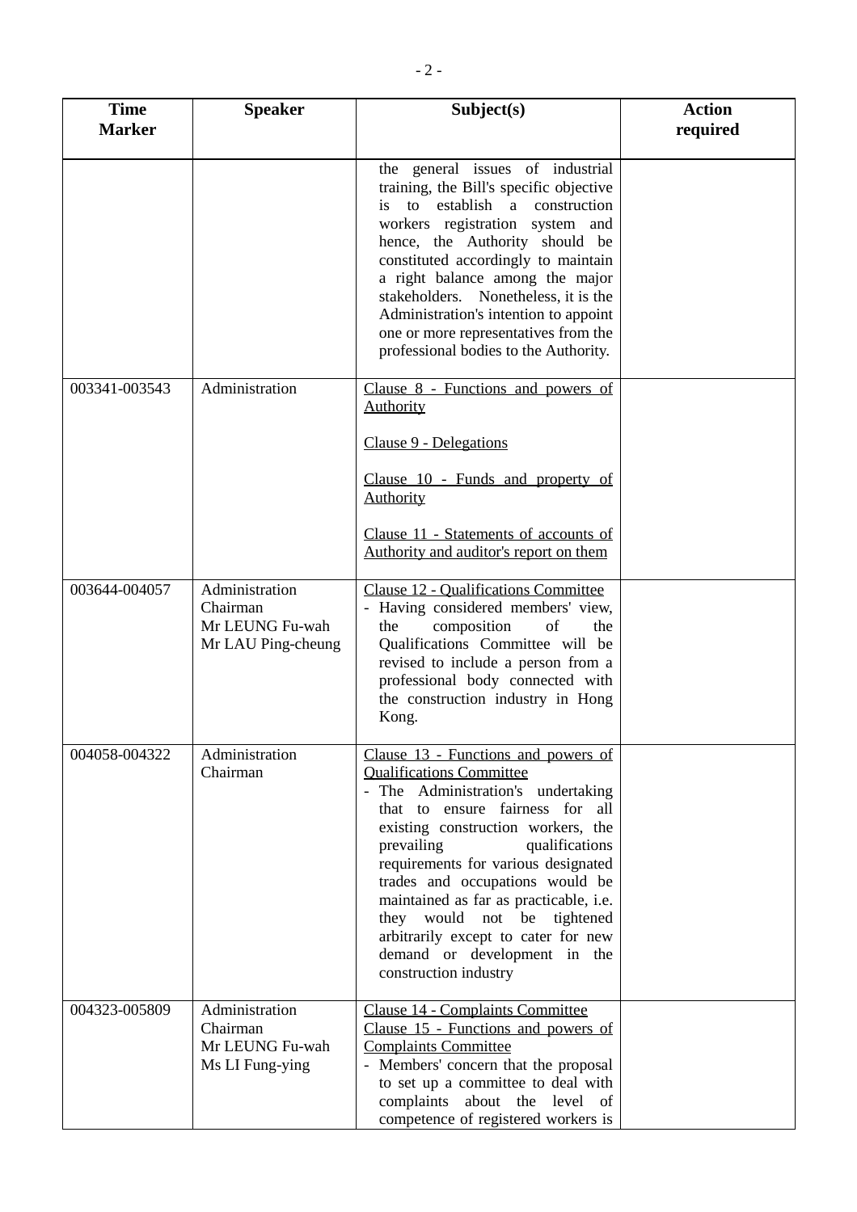| Time Marker | Speaker | Subject(s) | Action required |
|---|---|---|---|
| | | the general issues of industrial training, the Bill's specific objective is to establish a construction workers registration system and hence, the Authority should be constituted accordingly to maintain a right balance among the major stakeholders. Nonetheless, it is the Administration's intention to appoint one or more representatives from the professional bodies to the Authority. | |
| 003341-003543 | Administration | Clause 8 - Functions and powers of Authority<br><br>Clause 9 - Delegations<br><br>Clause 10 - Funds and property of Authority<br><br>Clause 11 - Statements of accounts of Authority and auditor's report on them | |
| 003644-004057 | Administration<br>Chairman<br>Mr LEUNG Fu-wah<br>Mr LAU Ping-cheung | Clause 12 - Qualifications Committee<br>- Having considered members' view, the composition of the Qualifications Committee will be revised to include a person from a professional body connected with the construction industry in Hong Kong. | |
| 004058-004322 | Administration<br>Chairman | Clause 13 - Functions and powers of Qualifications Committee<br>- The Administration's undertaking that to ensure fairness for all existing construction workers, the prevailing qualifications requirements for various designated trades and occupations would be maintained as far as practicable, i.e. they would not be tightened arbitrarily except to cater for new demand or development in the construction industry | |
| 004323-005809 | Administration<br>Chairman<br>Mr LEUNG Fu-wah<br>Ms LI Fung-ying | Clause 14 - Complaints Committee<br>Clause 15 - Functions and powers of Complaints Committee<br>- Members' concern that the proposal to set up a committee to deal with complaints about the level of competence of registered workers is | |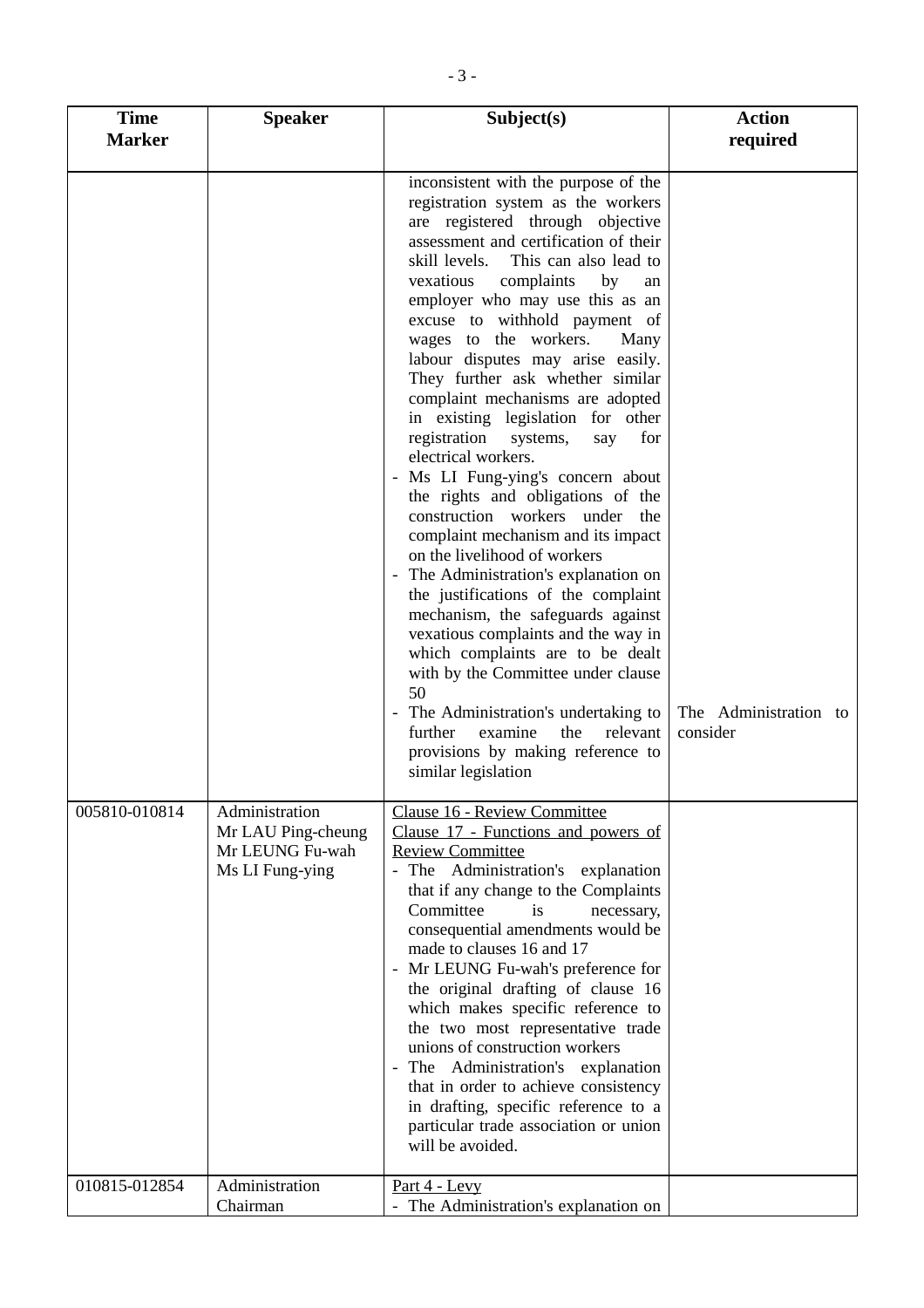| Time Marker | Speaker | Subject(s) | Action required |
|---|---|---|---|
| | | inconsistent with the purpose of the registration system as the workers are registered through objective assessment and certification of their skill levels. This can also lead to vexatious complaints by an employer who may use this as an excuse to withhold payment of wages to the workers. Many labour disputes may arise easily. They further ask whether similar complaint mechanisms are adopted in existing legislation for other registration systems, say for electrical workers.<br>- Ms LI Fung-ying's concern about the rights and obligations of the construction workers under the complaint mechanism and its impact on the livelihood of workers<br>- The Administration's explanation on the justifications of the complaint mechanism, the safeguards against vexatious complaints and the way in which complaints are to be dealt with by the Committee under clause 50<br>- The Administration's undertaking to further examine the relevant provisions by making reference to similar legislation | The Administration to consider |
| 005810-010814 | Administration<br>Mr LAU Ping-cheung<br>Mr LEUNG Fu-wah<br>Ms LI Fung-ying | <u>Clause 16 - Review Committee</u><br><u>Clause 17 - Functions and powers of Review Committee</u><br>- The Administration's explanation that if any change to the Complaints Committee is necessary, consequential amendments would be made to clauses 16 and 17<br>- Mr LEUNG Fu-wah's preference for the original drafting of clause 16 which makes specific reference to the two most representative trade unions of construction workers<br>- The Administration's explanation that in order to achieve consistency in drafting, specific reference to a particular trade association or union will be avoided. | |
| 010815-012854 | Administration<br>Chairman | <u>Part 4 - Levy</u><br>- The Administration's explanation on | |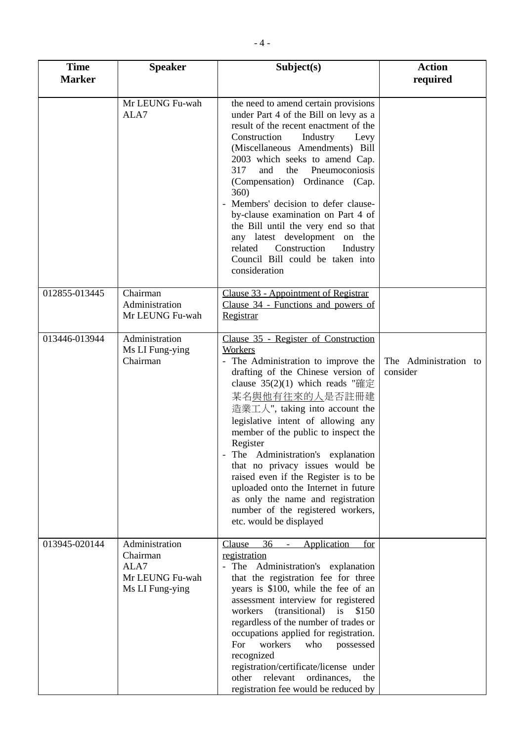| Time Marker | Speaker | Subject(s) | Action required |
|---|---|---|---|
| | Mr LEUNG Fu-wah<br>ALA7 | the need to amend certain provisions under Part 4 of the Bill on levy as a result of the recent enactment of the Construction Industry Levy (Miscellaneous Amendments) Bill 2003 which seeks to amend Cap. 317 and the Pneumoconiosis (Compensation) Ordinance (Cap. 360)<br>- Members' decision to defer clause-by-clause examination on Part 4 of the Bill until the very end so that any latest development on the related Construction Industry Council Bill could be taken into consideration | |
| 012855-013445 | Chairman<br>Administration<br>Mr LEUNG Fu-wah | <u>Clause 33 - Appointment of Registrar</u><br><u>Clause 34 - Functions and powers of Registrar</u> | |
| 013446-013944 | Administration<br>Ms LI Fung-ying<br>Chairman | <u>Clause 35 - Register of Construction Workers</u><br>- The Administration to improve the drafting of the Chinese version of clause 35(2)(1) which reads "確定某名<u>與他有往來的人</u>是否註冊建造業工人", taking into account the legislative intent of allowing any member of the public to inspect the Register<br>- The Administration's explanation that no privacy issues would be raised even if the Register is to be uploaded onto the Internet in future as only the name and registration number of the registered workers, etc. would be displayed | The Administration to consider |
| 013945-020144 | Administration<br>Chairman<br>ALA7<br>Mr LEUNG Fu-wah<br>Ms LI Fung-ying | <u>Clause 36 - Application for registration</u><br>- The Administration's explanation that the registration fee for three years is \$100, while the fee of an assessment interview for registered workers (transitional) is \$150 regardless of the number of trades or occupations applied for registration. For workers who possessed recognized registration/certificate/license under other relevant ordinances, the registration fee would be reduced by | |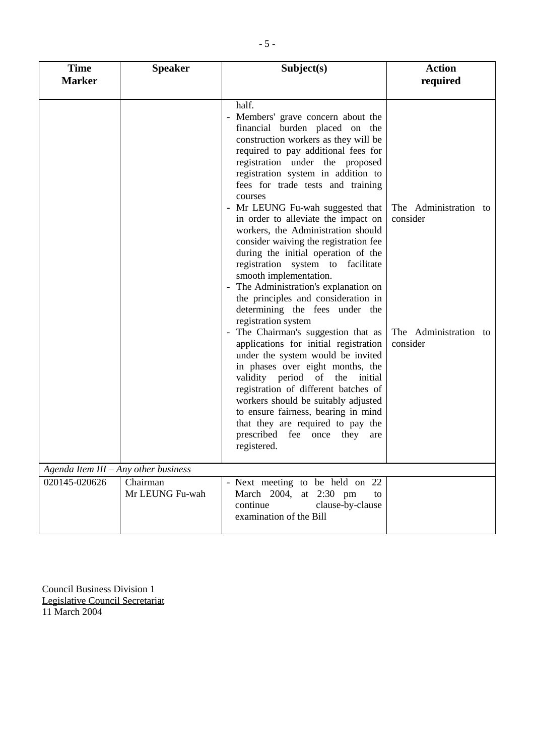| Time Marker | Speaker | Subject(s) | Action required |
|---|---|---|---|
| | | half.<br>- Members' grave concern about the financial burden placed on the construction workers as they will be required to pay additional fees for registration under the proposed registration system in addition to fees for trade tests and training courses<br>- Mr LEUNG Fu-wah suggested that in order to alleviate the impact on workers, the Administration should consider waiving the registration fee during the initial operation of the registration system to facilitate smooth implementation.<br>- The Administration's explanation on the principles and consideration in determining the fees under the registration system<br>- The Chairman's suggestion that as applications for initial registration under the system would be invited in phases over eight months, the validity period of the initial registration of different batches of workers should be suitably adjusted to ensure fairness, bearing in mind that they are required to pay the prescribed fee once they are registered. | The Administration to consider<br><br>The Administration to consider |
| *Agenda Item III – Any other business* | | | |
| 020145-020626 | Chairman<br>Mr LEUNG Fu-wah | - Next meeting to be held on 22 March 2004, at 2:30 pm to continue clause-by-clause examination of the Bill | |

Council Business Division 1
Legislative Council Secretariat
11 March 2004